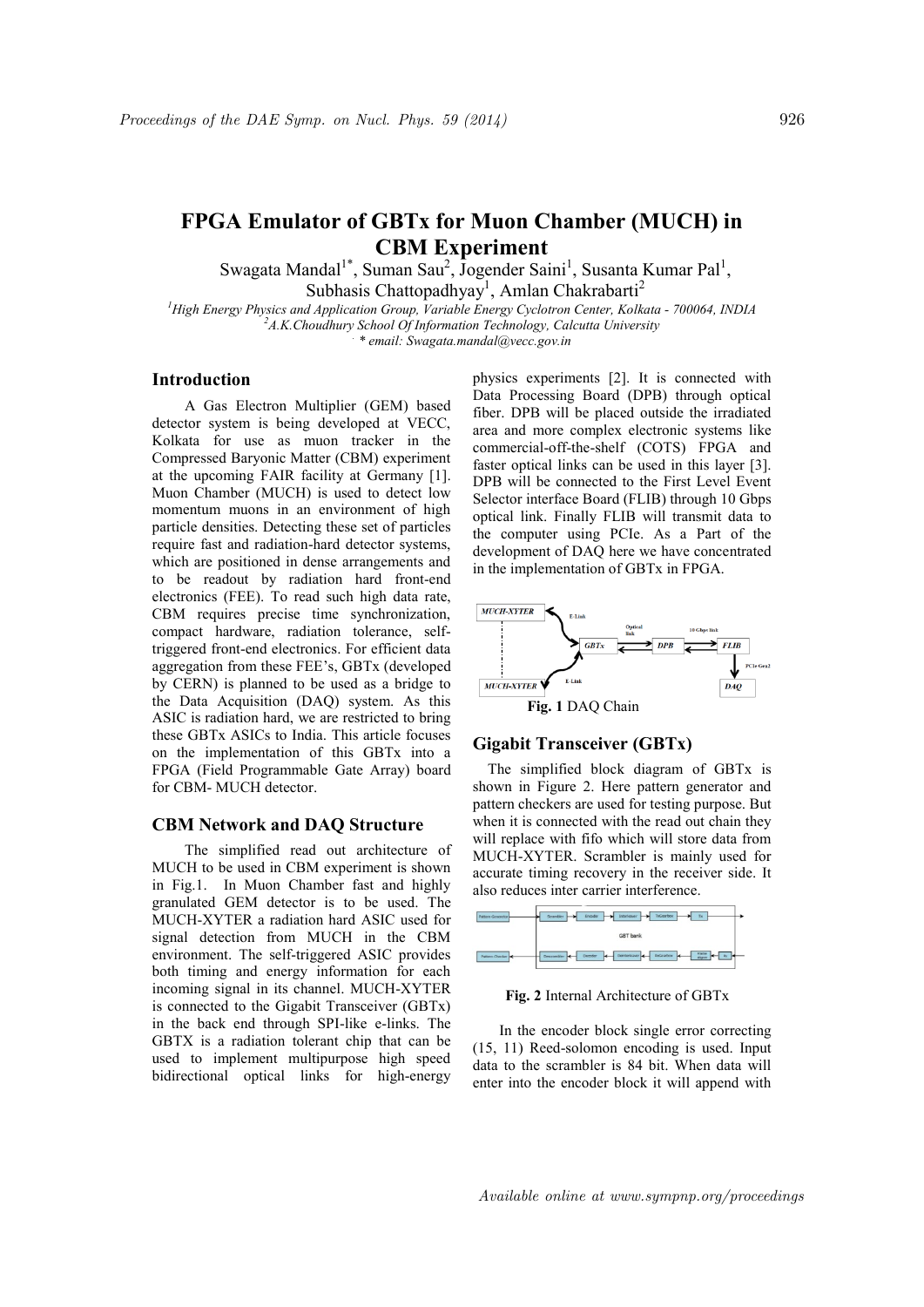# FPGA Emulator of GBTx for Muon Chamber (MUCH) in CBM Experiment

Swagata Mandal[1*], Suman Sau[2], Jogender Saini[1], Susanta Kumar Pal[1], Subhasis Chattopadhyay[1], Amlan Chakrabarti[2]

[1]High Energy Physics and Application Group, Variable Energy Cyclotron Center, Kolkata - 700064, INDIA
[2]A.K.Choudhury School Of Information Technology, Calcutta University
* email: Swagata.mandal@vecc.gov.in

## Introduction

A Gas Electron Multiplier (GEM) based detector system is being developed at VECC, Kolkata for use as muon tracker in the Compressed Baryonic Matter (CBM) experiment at the upcoming FAIR facility at Germany [1]. Muon Chamber (MUCH) is used to detect low momentum muons in an environment of high particle densities. Detecting these set of particles require fast and radiation-hard detector systems, which are positioned in dense arrangements and to be readout by radiation hard front-end electronics (FEE). To read such high data rate, CBM requires precise time synchronization, compact hardware, radiation tolerance, self-triggered front-end electronics. For efficient data aggregation from these FEE's, GBTx (developed by CERN) is planned to be used as a bridge to the Data Acquisition (DAQ) system. As this ASIC is radiation hard, we are restricted to bring these GBTx ASICs to India. This article focuses on the implementation of this GBTx into a FPGA (Field Programmable Gate Array) board for CBM- MUCH detector.

## CBM Network and DAQ Structure

The simplified read out architecture of MUCH to be used in CBM experiment is shown in Fig.1. In Muon Chamber fast and highly granulated GEM detector is to be used. The MUCH-XYTER a radiation hard ASIC used for signal detection from MUCH in the CBM environment. The self-triggered ASIC provides both timing and energy information for each incoming signal in its channel. MUCH-XYTER is connected to the Gigabit Transceiver (GBTx) in the back end through SPI-like e-links. The GBTX is a radiation tolerant chip that can be used to implement multipurpose high speed bidirectional optical links for high-energy physics experiments [2]. It is connected with Data Processing Board (DPB) through optical fiber. DPB will be placed outside the irradiated area and more complex electronic systems like commercial-off-the-shelf (COTS) FPGA and faster optical links can be used in this layer [3]. DPB will be connected to the First Level Event Selector interface Board (FLIB) through 10 Gbps optical link. Finally FLIB will transmit data to the computer using PCIe. As a Part of the development of DAQ here we have concentrated in the implementation of GBTx in FPGA.

**Fig. 1** DAQ Chain

## Gigabit Transceiver (GBTx)

The simplified block diagram of GBTx is shown in Figure 2. Here pattern generator and pattern checkers are used for testing purpose. But when it is connected with the read out chain they will replace with fifo which will store data from MUCH-XYTER. Scrambler is mainly used for accurate timing recovery in the receiver side. It also reduces inter carrier interference.

**Fig. 2** Internal Architecture of GBTx

In the encoder block single error correcting (15, 11) Reed-solomon encoding is used. Input data to the scrambler is 84 bit. When data will enter into the encoder block it will append with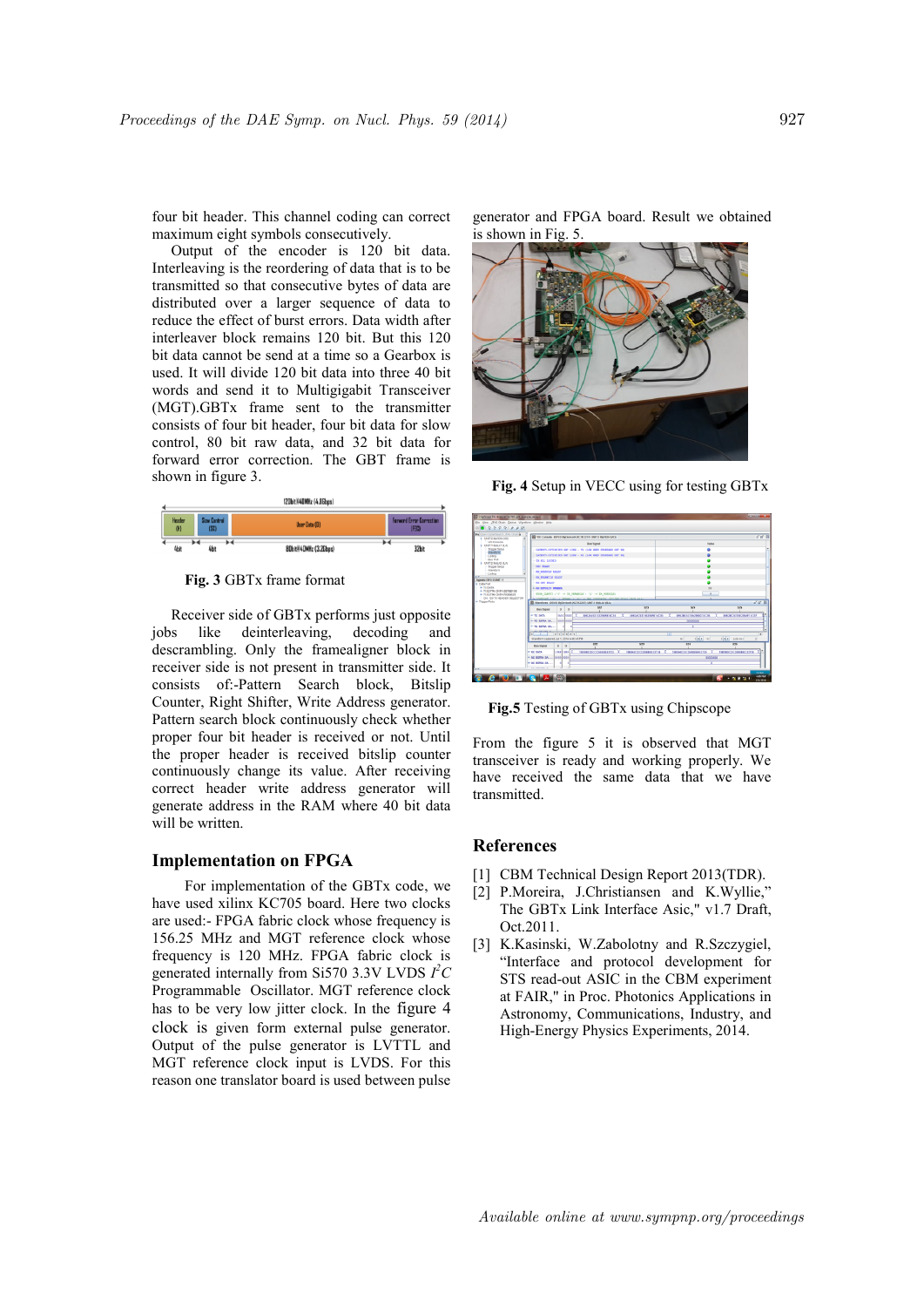four bit header. This channel coding can correct maximum eight symbols consecutively.

Output of the encoder is 120 bit data. Interleaving is the reordering of data that is to be transmitted so that consecutive bytes of data are distributed over a larger sequence of data to reduce the effect of burst errors. Data width after interleaver block remains 120 bit. But this 120 bit data cannot be send at a time so a Gearbox is used. It will divide 120 bit data into three 40 bit words and send it to Multigigabit Transceiver (MGT).GBTx frame sent to the transmitter consists of four bit header, four bit data for slow control, 80 bit raw data, and 32 bit data for forward error correction. The GBT frame is shown in figure 3.

120bit@40MHz (4.8Gbps)

Header (H) | Slow Control (SC) | User Data (D) | Forward Error Correction (FEC)

4bit | 4bit | 80bit@40MHz (3.2Gbps) | 32bit

**Fig. 3** GBTx frame format

Receiver side of GBTx performs just opposite jobs like deinterleaving, decoding and descrambling. Only the framealigner block in receiver side is not present in transmitter side. It consists of:-Pattern Search block, Bitslip Counter, Right Shifter, Write Address generator. Pattern search block continuously check whether proper four bit header is received or not. Until the proper header is received bitslip counter continuously change its value. After receiving correct header write address generator will generate address in the RAM where 40 bit data will be written.

## Implementation on FPGA

For implementation of the GBTx code, we have used xilinx KC705 board. Here two clocks are used:- FPGA fabric clock whose frequency is 156.25 MHz and MGT reference clock whose frequency is 120 MHz. FPGA fabric clock is generated internally from Si570 3.3V LVDS $I^2C$ Programmable Oscillator. MGT reference clock has to be very low jitter clock. In the figure 4 clock is given form external pulse generator. Output of the pulse generator is LVTTL and MGT reference clock input is LVDS. For this reason one translator board is used between pulse generator and FPGA board. Result we obtained is shown in Fig. 5.

**Fig. 4** Setup in VECC using for testing GBTx

**Fig.5** Testing of GBTx using Chipscope

From the figure 5 it is observed that MGT transceiver is ready and working properly. We have received the same data that we have transmitted.

## References

[1] CBM Technical Design Report 2013(TDR).

[2] P.Moreira, J.Christiansen and K.Wyllie," The GBTx Link Interface Asic," v1.7 Draft, Oct.2011.

[3] K.Kasinski, W.Zabolotny and R.Szczygiel, "Interface and protocol development for STS read-out ASIC in the CBM experiment at FAIR," in Proc. Photonics Applications in Astronomy, Communications, Industry, and High-Energy Physics Experiments, 2014.